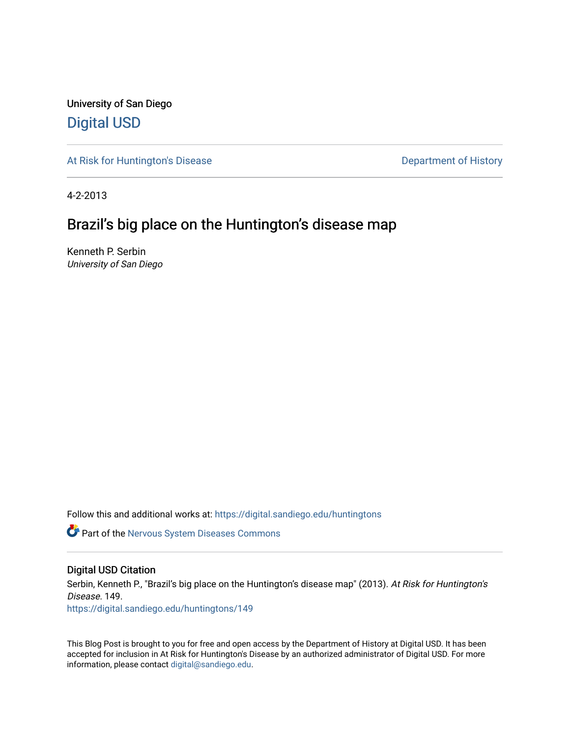University of San Diego

Digital USD

At Risk for Huntington's Disease

Department of History

4-2-2013

# Brazil's big place on the Huntington's disease map

Kenneth P. Serbin
*University of San Diego*

Follow this and additional works at: https://digital.sandiego.edu/huntingtons

Part of the Nervous System Diseases Commons

## Digital USD Citation

Serbin, Kenneth P., "Brazil's big place on the Huntington's disease map" (2013). *At Risk for Huntington's Disease*. 149.
https://digital.sandiego.edu/huntingtons/149

This Blog Post is brought to you for free and open access by the Department of History at Digital USD. It has been accepted for inclusion in At Risk for Huntington's Disease by an authorized administrator of Digital USD. For more information, please contact digital@sandiego.edu.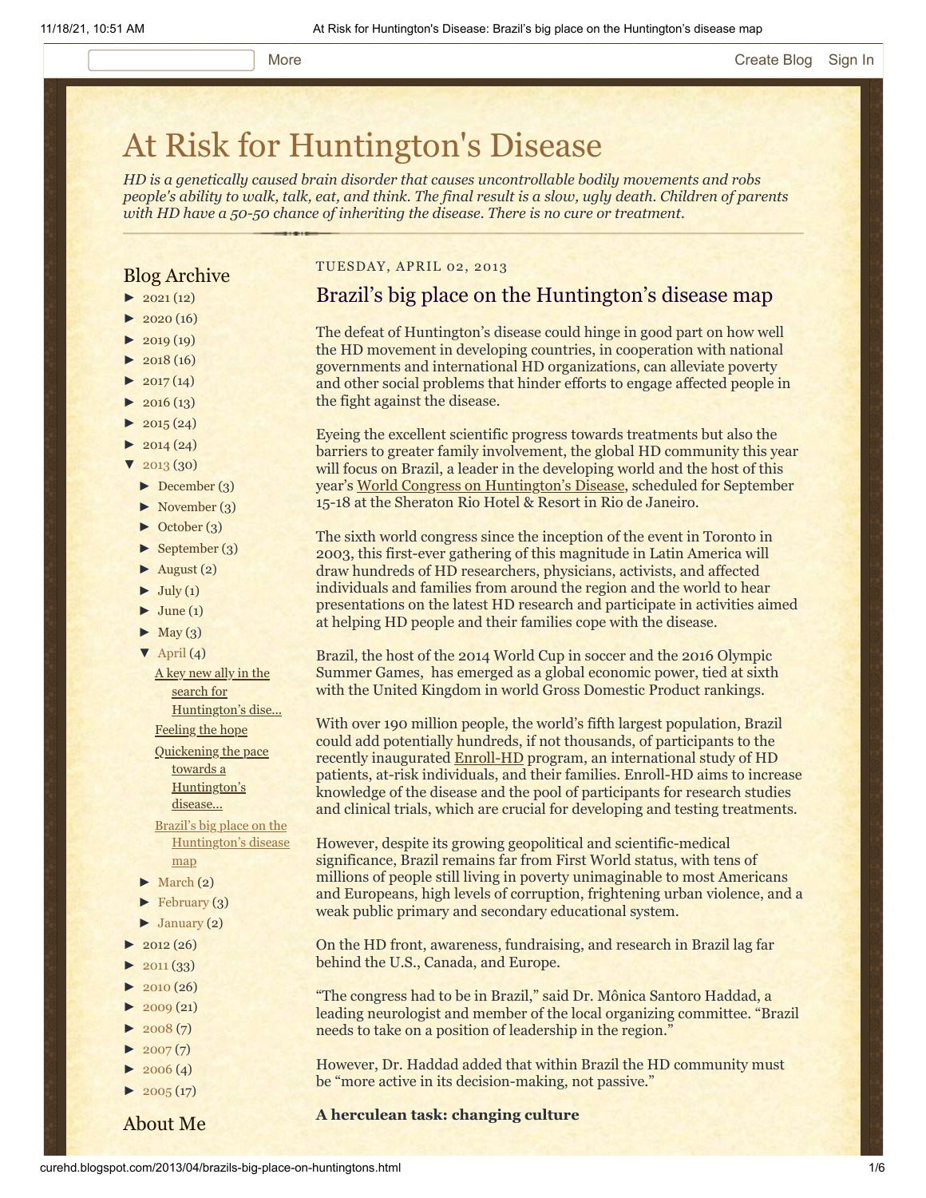More Create Blog Sign In

# At Risk for Huntington's Disease

*HD is a genetically caused brain disorder that causes uncontrollable bodily movements and robs people's ability to walk, talk, eat, and think. The final result is a slow, ugly death. Children of parents with HD have a 50-50 chance of inheriting the disease. There is no cure or treatment.*

## Blog Archive

- ► 2021 (12)
- ► 2020 (16)
- ► 2019 (19)
- ► 2018 (16)
- ► 2017 (14)
- ► 2016 (13)
- ► 2015 (24)
- ► 2014 (24)
- ▼ 2013 (30)
  - ► December (3)
  - ► November (3)
  - ► October (3)
  - ► September (3)
  - ► August (2)
  - ► July (1)
  - ► June (1)
  - ► May (3)
  - ▼ April (4)
    - A key new ally in the search for Huntington's dise...
    - Feeling the hope
    - Quickening the pace towards a Huntington's disease...
    - Brazil's big place on the Huntington's disease map
  - ► March (2)
  - ► February (3)
  - ► January (2)
- ► 2012 (26)
- ► 2011 (33)
- ► 2010 (26)
- ► 2009 (21)
- ► 2008 (7)
- ► 2007 (7)
- ► 2006 (4)
- ► 2005 (17)

## About Me

TUESDAY, APRIL 02, 2013

## Brazil's big place on the Huntington's disease map

The defeat of Huntington's disease could hinge in good part on how well the HD movement in developing countries, in cooperation with national governments and international HD organizations, can alleviate poverty and other social problems that hinder efforts to engage affected people in the fight against the disease.

Eyeing the excellent scientific progress towards treatments but also the barriers to greater family involvement, the global HD community this year will focus on Brazil, a leader in the developing world and the host of this year's World Congress on Huntington's Disease, scheduled for September 15-18 at the Sheraton Rio Hotel & Resort in Rio de Janeiro.

The sixth world congress since the inception of the event in Toronto in 2003, this first-ever gathering of this magnitude in Latin America will draw hundreds of HD researchers, physicians, activists, and affected individuals and families from around the region and the world to hear presentations on the latest HD research and participate in activities aimed at helping HD people and their families cope with the disease.

Brazil, the host of the 2014 World Cup in soccer and the 2016 Olympic Summer Games, has emerged as a global economic power, tied at sixth with the United Kingdom in world Gross Domestic Product rankings.

With over 190 million people, the world's fifth largest population, Brazil could add potentially hundreds, if not thousands, of participants to the recently inaugurated Enroll-HD program, an international study of HD patients, at-risk individuals, and their families. Enroll-HD aims to increase knowledge of the disease and the pool of participants for research studies and clinical trials, which are crucial for developing and testing treatments.

However, despite its growing geopolitical and scientific-medical significance, Brazil remains far from First World status, with tens of millions of people still living in poverty unimaginable to most Americans and Europeans, high levels of corruption, frightening urban violence, and a weak public primary and secondary educational system.

On the HD front, awareness, fundraising, and research in Brazil lag far behind the U.S., Canada, and Europe.

"The congress had to be in Brazil," said Dr. Mônica Santoro Haddad, a leading neurologist and member of the local organizing committee. "Brazil needs to take on a position of leadership in the region."

However, Dr. Haddad added that within Brazil the HD community must be "more active in its decision-making, not passive."

**A herculean task: changing culture**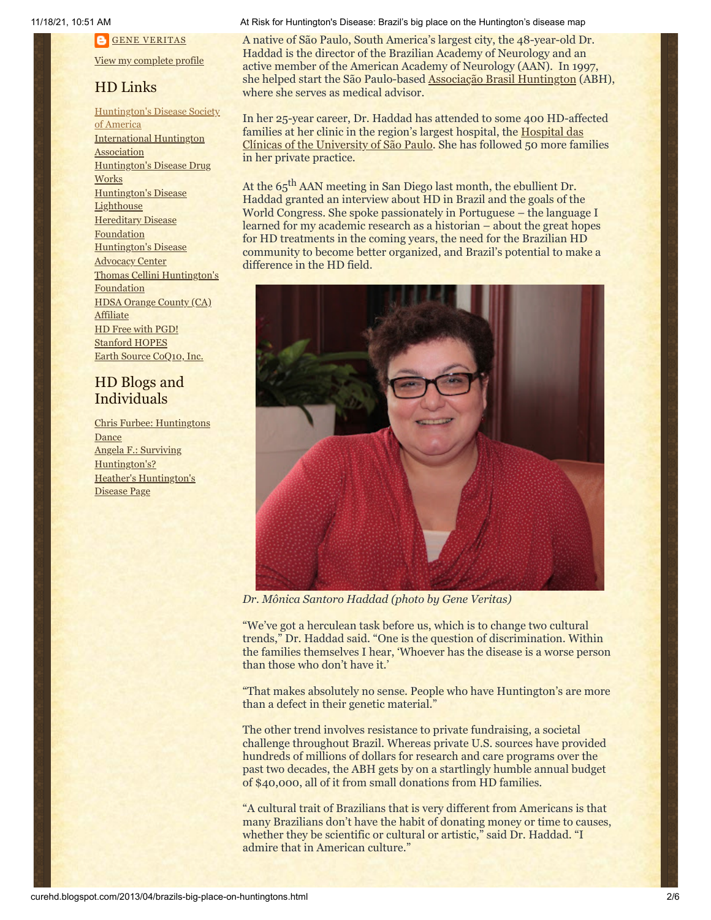[GENE VERITAS](#)

[View my complete profile](#)

## HD Links

[Huntington's Disease Society of America](#)
[International Huntington Association](#)
[Huntington's Disease Drug Works](#)
[Huntington's Disease Lighthouse](#)
[Hereditary Disease Foundation](#)
[Huntington's Disease Advocacy Center](#)
[Thomas Cellini Huntington's Foundation](#)
[HDSA Orange County (CA) Affiliate](#)
[HD Free with PGD!](#)
[Stanford HOPES](#)
[Earth Source CoQ10, Inc.](#)

## HD Blogs and Individuals

[Chris Furbee: Huntingtons Dance](#)
[Angela F.: Surviving Huntington's?](#)
[Heather's Huntington's Disease Page](#)

A native of São Paulo, South America's largest city, the 48-year-old Dr. Haddad is the director of the Brazilian Academy of Neurology and an active member of the American Academy of Neurology (AAN). In 1997, she helped start the São Paulo-based [Associação Brasil Huntington](#) (ABH), where she serves as medical advisor.

In her 25-year career, Dr. Haddad has attended to some 400 HD-affected families at her clinic in the region's largest hospital, the [Hospital das Clínicas of the University of São Paulo](#). She has followed 50 more families in her private practice.

At the 65th AAN meeting in San Diego last month, the ebullient Dr. Haddad granted an interview about HD in Brazil and the goals of the World Congress. She spoke passionately in Portuguese – the language I learned for my academic research as a historian – about the great hopes for HD treatments in the coming years, the need for the Brazilian HD community to become better organized, and Brazil's potential to make a difference in the HD field.

*Dr. Mônica Santoro Haddad (photo by Gene Veritas)*

"We've got a herculean task before us, which is to change two cultural trends," Dr. Haddad said. "One is the question of discrimination. Within the families themselves I hear, 'Whoever has the disease is a worse person than those who don't have it.'

"That makes absolutely no sense. People who have Huntington's are more than a defect in their genetic material."

The other trend involves resistance to private fundraising, a societal challenge throughout Brazil. Whereas private U.S. sources have provided hundreds of millions of dollars for research and care programs over the past two decades, the ABH gets by on a startlingly humble annual budget of $40,000, all of it from small donations from HD families.

"A cultural trait of Brazilians that is very different from Americans is that many Brazilians don't have the habit of donating money or time to causes, whether they be scientific or cultural or artistic," said Dr. Haddad. "I admire that in American culture."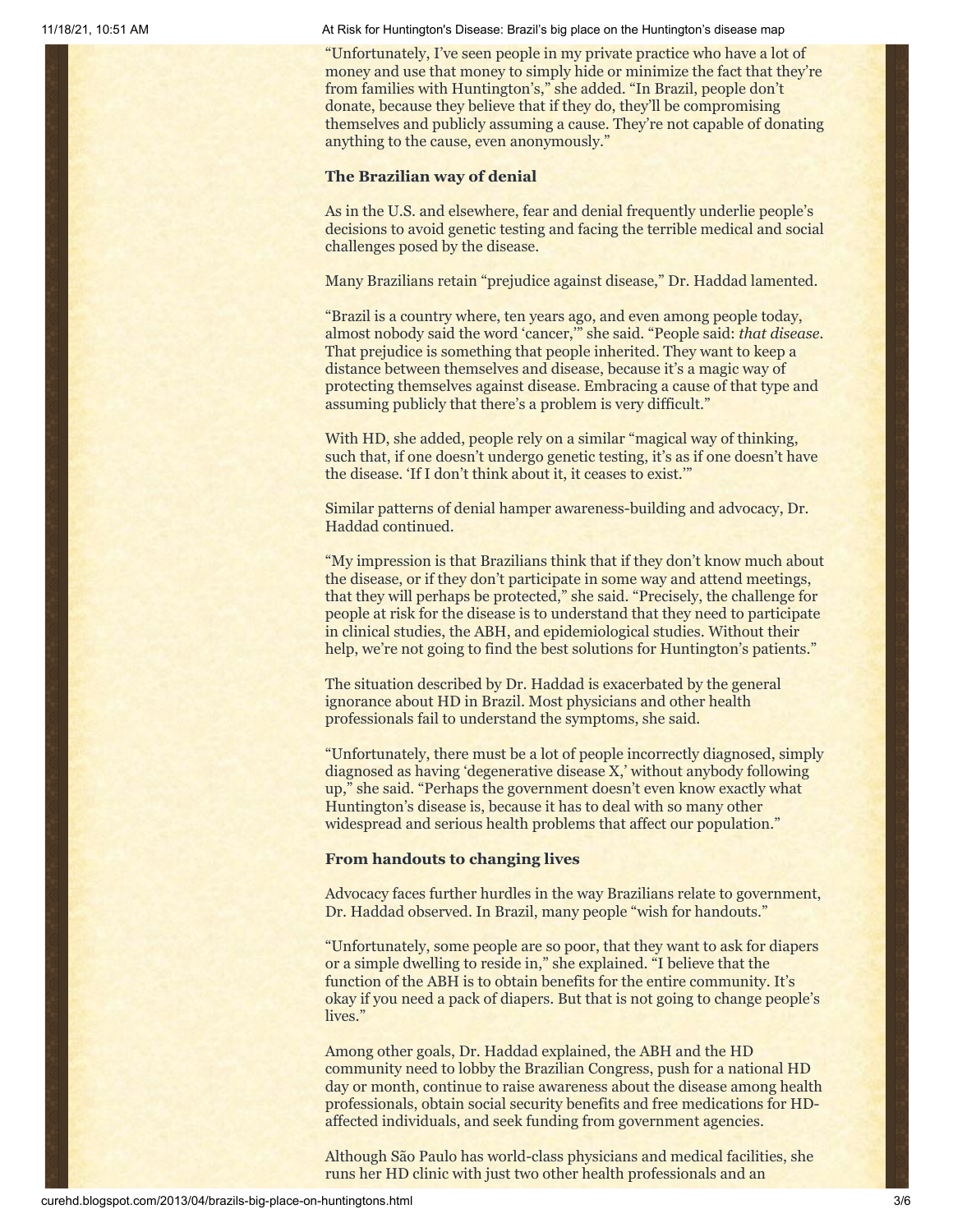"Unfortunately, I've seen people in my private practice who have a lot of money and use that money to simply hide or minimize the fact that they're from families with Huntington's," she added. "In Brazil, people don't donate, because they believe that if they do, they'll be compromising themselves and publicly assuming a cause. They're not capable of donating anything to the cause, even anonymously."

### The Brazilian way of denial

As in the U.S. and elsewhere, fear and denial frequently underlie people's decisions to avoid genetic testing and facing the terrible medical and social challenges posed by the disease.

Many Brazilians retain "prejudice against disease," Dr. Haddad lamented.

"Brazil is a country where, ten years ago, and even among people today, almost nobody said the word 'cancer,'" she said. "People said: *that disease*. That prejudice is something that people inherited. They want to keep a distance between themselves and disease, because it's a magic way of protecting themselves against disease. Embracing a cause of that type and assuming publicly that there's a problem is very difficult."

With HD, she added, people rely on a similar "magical way of thinking, such that, if one doesn't undergo genetic testing, it's as if one doesn't have the disease. 'If I don't think about it, it ceases to exist.'"

Similar patterns of denial hamper awareness-building and advocacy, Dr. Haddad continued.

"My impression is that Brazilians think that if they don't know much about the disease, or if they don't participate in some way and attend meetings, that they will perhaps be protected," she said. "Precisely, the challenge for people at risk for the disease is to understand that they need to participate in clinical studies, the ABH, and epidemiological studies. Without their help, we're not going to find the best solutions for Huntington's patients."

The situation described by Dr. Haddad is exacerbated by the general ignorance about HD in Brazil. Most physicians and other health professionals fail to understand the symptoms, she said.

"Unfortunately, there must be a lot of people incorrectly diagnosed, simply diagnosed as having 'degenerative disease X,' without anybody following up," she said. "Perhaps the government doesn't even know exactly what Huntington's disease is, because it has to deal with so many other widespread and serious health problems that affect our population."

### From handouts to changing lives

Advocacy faces further hurdles in the way Brazilians relate to government, Dr. Haddad observed. In Brazil, many people "wish for handouts."

"Unfortunately, some people are so poor, that they want to ask for diapers or a simple dwelling to reside in," she explained. "I believe that the function of the ABH is to obtain benefits for the entire community. It's okay if you need a pack of diapers. But that is not going to change people's lives."

Among other goals, Dr. Haddad explained, the ABH and the HD community need to lobby the Brazilian Congress, push for a national HD day or month, continue to raise awareness about the disease among health professionals, obtain social security benefits and free medications for HD-affected individuals, and seek funding from government agencies.

Although São Paulo has world-class physicians and medical facilities, she runs her HD clinic with just two other health professionals and an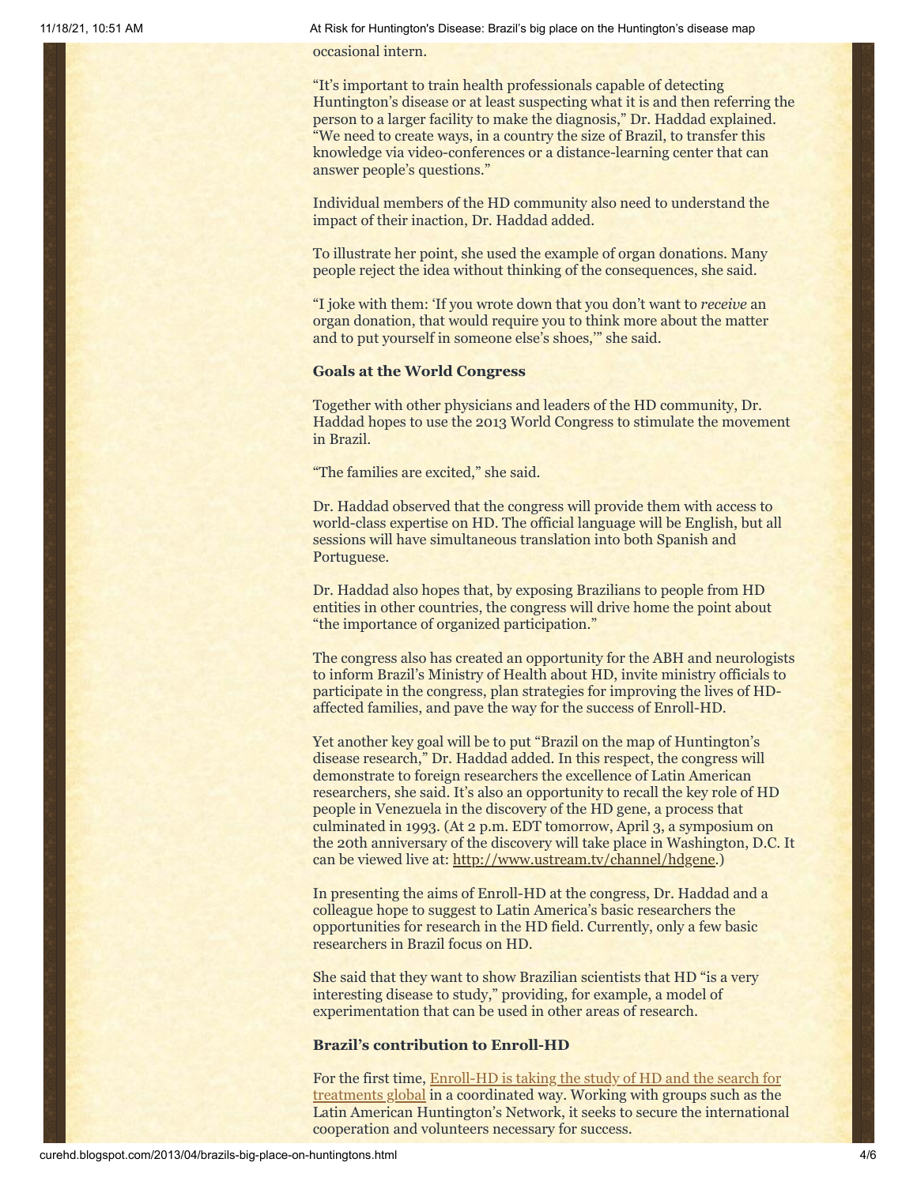occasional intern.

"It's important to train health professionals capable of detecting Huntington's disease or at least suspecting what it is and then referring the person to a larger facility to make the diagnosis," Dr. Haddad explained. "We need to create ways, in a country the size of Brazil, to transfer this knowledge via video-conferences or a distance-learning center that can answer people's questions."

Individual members of the HD community also need to understand the impact of their inaction, Dr. Haddad added.

To illustrate her point, she used the example of organ donations. Many people reject the idea without thinking of the consequences, she said.

"I joke with them: 'If you wrote down that you don't want to *receive* an organ donation, that would require you to think more about the matter and to put yourself in someone else's shoes,'" she said.

**Goals at the World Congress**

Together with other physicians and leaders of the HD community, Dr. Haddad hopes to use the 2013 World Congress to stimulate the movement in Brazil.

"The families are excited," she said.

Dr. Haddad observed that the congress will provide them with access to world-class expertise on HD. The official language will be English, but all sessions will have simultaneous translation into both Spanish and Portuguese.

Dr. Haddad also hopes that, by exposing Brazilians to people from HD entities in other countries, the congress will drive home the point about "the importance of organized participation."

The congress also has created an opportunity for the ABH and neurologists to inform Brazil's Ministry of Health about HD, invite ministry officials to participate in the congress, plan strategies for improving the lives of HD-affected families, and pave the way for the success of Enroll-HD.

Yet another key goal will be to put "Brazil on the map of Huntington's disease research," Dr. Haddad added. In this respect, the congress will demonstrate to foreign researchers the excellence of Latin American researchers, she said. It's also an opportunity to recall the key role of HD people in Venezuela in the discovery of the HD gene, a process that culminated in 1993. (At 2 p.m. EDT tomorrow, April 3, a symposium on the 20th anniversary of the discovery will take place in Washington, D.C. It can be viewed live at: http://www.ustream.tv/channel/hdgene.)

In presenting the aims of Enroll-HD at the congress, Dr. Haddad and a colleague hope to suggest to Latin America's basic researchers the opportunities for research in the HD field. Currently, only a few basic researchers in Brazil focus on HD.

She said that they want to show Brazilian scientists that HD "is a very interesting disease to study," providing, for example, a model of experimentation that can be used in other areas of research.

**Brazil's contribution to Enroll-HD**

For the first time, Enroll-HD is taking the study of HD and the search for treatments global in a coordinated way. Working with groups such as the Latin American Huntington's Network, it seeks to secure the international cooperation and volunteers necessary for success.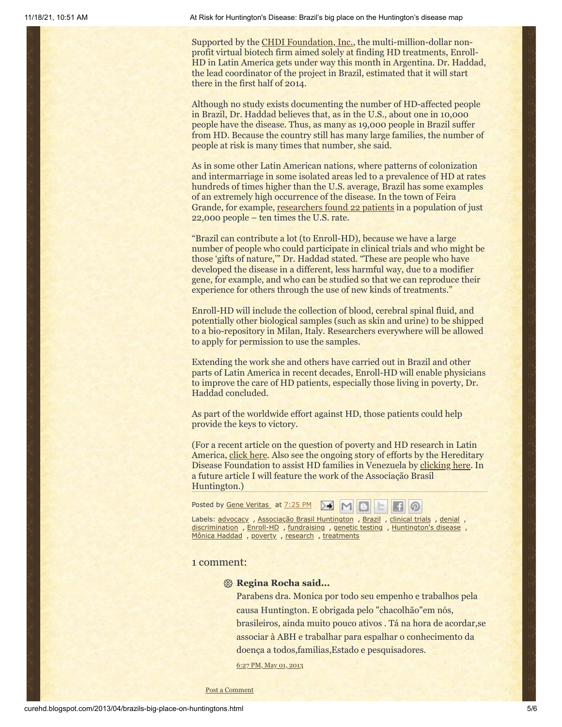Supported by the CHDI Foundation, Inc., the multi-million-dollar non-profit virtual biotech firm aimed solely at finding HD treatments, Enroll-HD in Latin America gets under way this month in Argentina. Dr. Haddad, the lead coordinator of the project in Brazil, estimated that it will start there in the first half of 2014.

Although no study exists documenting the number of HD-affected people in Brazil, Dr. Haddad believes that, as in the U.S., about one in 10,000 people have the disease. Thus, as many as 19,000 people in Brazil suffer from HD. Because the country still has many large families, the number of people at risk is many times that number, she said.

As in some other Latin American nations, where patterns of colonization and intermarriage in some isolated areas led to a prevalence of HD at rates hundreds of times higher than the U.S. average, Brazil has some examples of an extremely high occurrence of the disease. In the town of Feira Grande, for example, researchers found 22 patients in a population of just 22,000 people – ten times the U.S. rate.

"Brazil can contribute a lot (to Enroll-HD), because we have a large number of people who could participate in clinical trials and who might be those 'gifts of nature,'" Dr. Haddad stated. "These are people who have developed the disease in a different, less harmful way, due to a modifier gene, for example, and who can be studied so that we can reproduce their experience for others through the use of new kinds of treatments."

Enroll-HD will include the collection of blood, cerebral spinal fluid, and potentially other biological samples (such as skin and urine) to be shipped to a bio-repository in Milan, Italy. Researchers everywhere will be allowed to apply for permission to use the samples.

Extending the work she and others have carried out in Brazil and other parts of Latin America in recent decades, Enroll-HD will enable physicians to improve the care of HD patients, especially those living in poverty, Dr. Haddad concluded.

As part of the worldwide effort against HD, those patients could help provide the keys to victory.

(For a recent article on the question of poverty and HD research in Latin America, click here. Also see the ongoing story of efforts by the Hereditary Disease Foundation to assist HD families in Venezuela by clicking here. In a future article I will feature the work of the Associação Brasil Huntington.)

Posted by Gene Veritas at 7:25 PM

Labels: advocacy, Associação Brasil Huntington, Brazil, clinical trials, denial, discrimination, Enroll-HD, fundraising, genetic testing, Huntington's disease, Mônica Haddad, poverty, research, treatments

## 1 comment:

**Regina Rocha said...**

Parabens dra. Monica por todo seu empenho e trabalhos pela causa Huntington. E obrigada pelo "chacolhão"em nós, brasileiros, ainda muito pouco ativos . Tá na hora de acordar,se associar à ABH e trabalhar para espalhar o conhecimento da doença a todos,familias,Estado e pesquisadores.

6:27 PM, May 01, 2013

Post a Comment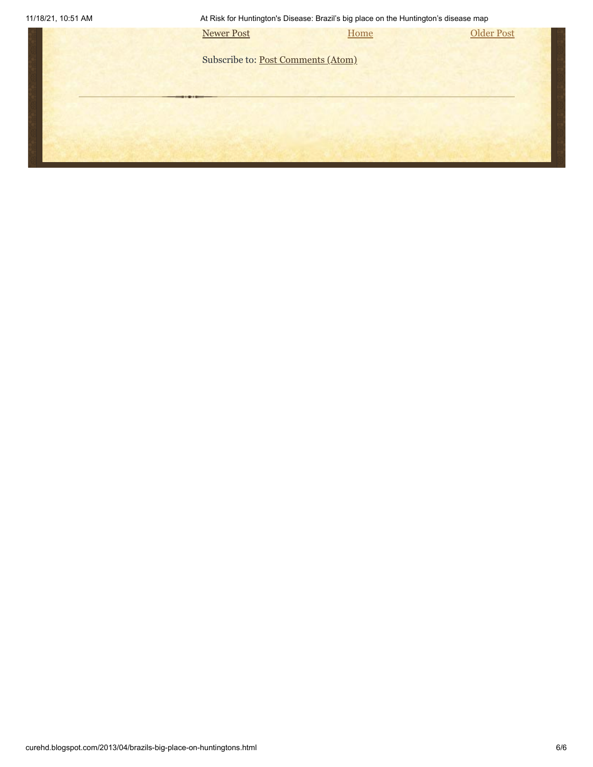Newer Post | Home | Older Post

Subscribe to: Post Comments (Atom)